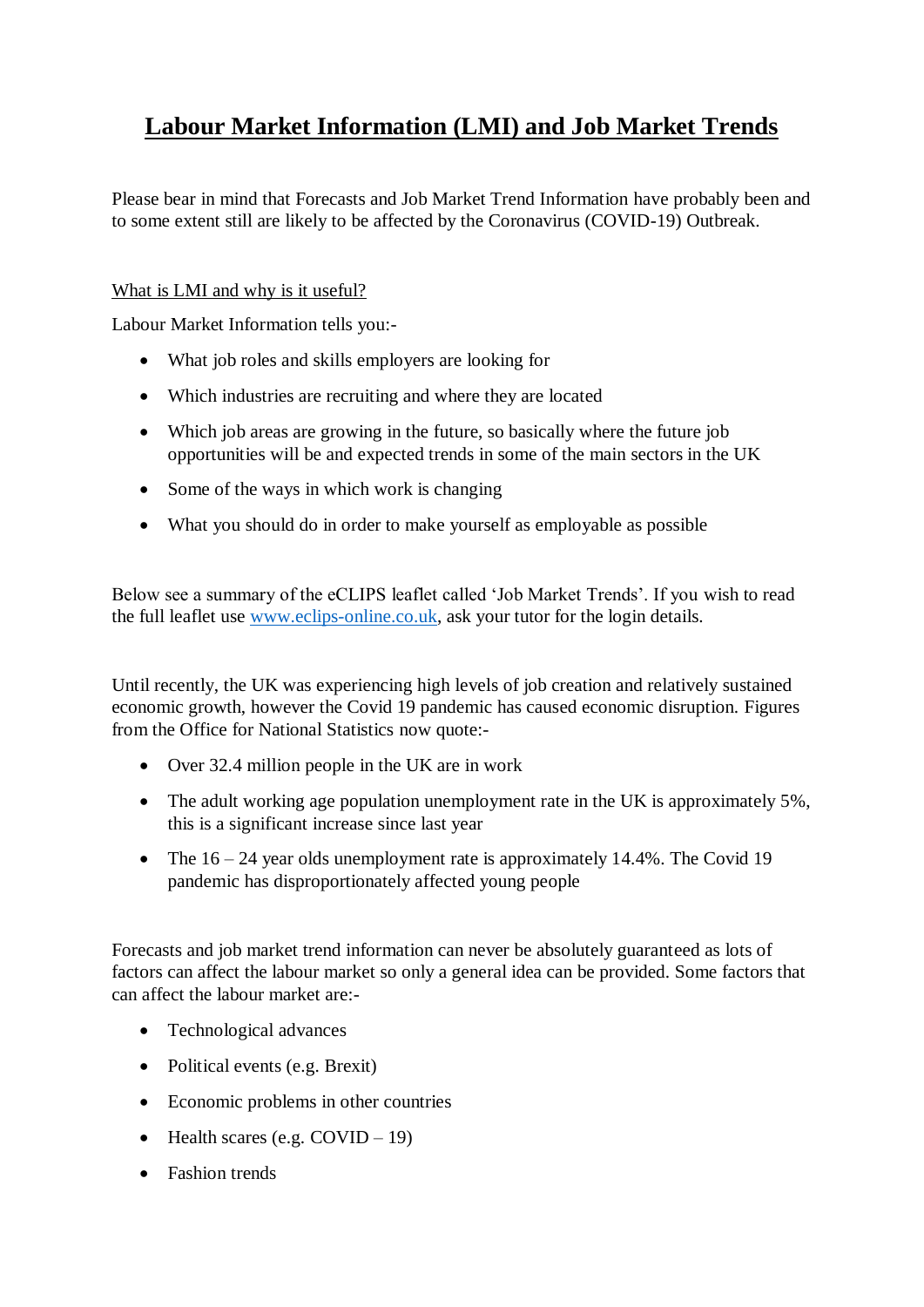# Labour Market Information (LMI) and Job Market Trends

Please bear in mind that Forecasts and Job Market Trend Information have probably been and to some extent still are likely to be affected by the Coronavirus (COVID-19) Outbreak.

What is LMI and why is it useful?

Labour Market Information tells you:-

- What job roles and skills employers are looking for
- Which industries are recruiting and where they are located
- Which job areas are growing in the future, so basically where the future job opportunities will be and expected trends in some of the main sectors in the UK
- Some of the ways in which work is changing
- What you should do in order to make yourself as employable as possible

Below see a summary of the eCLIPS leaflet called 'Job Market Trends'. If you wish to read the full leaflet use [www.eclips-online.co.uk](http://www.eclips-online.co.uk), ask your tutor for the login details.

Until recently, the UK was experiencing high levels of job creation and relatively sustained economic growth, however the Covid 19 pandemic has caused economic disruption. Figures from the Office for National Statistics now quote:-

- Over 32.4 million people in the UK are in work
- The adult working age population unemployment rate in the UK is approximately 5%, this is a significant increase since last year
- The 16 – 24 year olds unemployment rate is approximately 14.4%. The Covid 19 pandemic has disproportionately affected young people

Forecasts and job market trend information can never be absolutely guaranteed as lots of factors can affect the labour market so only a general idea can be provided. Some factors that can affect the labour market are:-

- Technological advances
- Political events (e.g. Brexit)
- Economic problems in other countries
- Health scares (e.g. COVID – 19)
- Fashion trends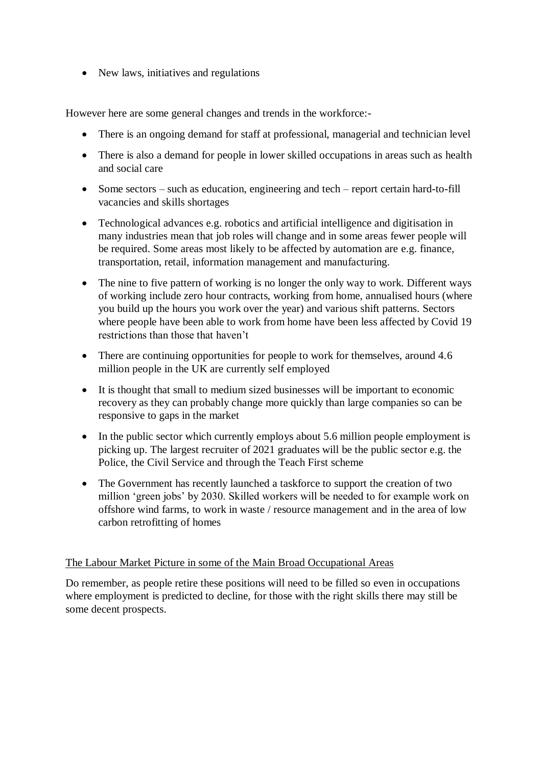- New laws, initiatives and regulations

However here are some general changes and trends in the workforce:-

- There is an ongoing demand for staff at professional, managerial and technician level
- There is also a demand for people in lower skilled occupations in areas such as health and social care
- Some sectors – such as education, engineering and tech – report certain hard-to-fill vacancies and skills shortages
- Technological advances e.g. robotics and artificial intelligence and digitisation in many industries mean that job roles will change and in some areas fewer people will be required. Some areas most likely to be affected by automation are e.g. finance, transportation, retail, information management and manufacturing.
- The nine to five pattern of working is no longer the only way to work. Different ways of working include zero hour contracts, working from home, annualised hours (where you build up the hours you work over the year) and various shift patterns. Sectors where people have been able to work from home have been less affected by Covid 19 restrictions than those that haven't
- There are continuing opportunities for people to work for themselves, around 4.6 million people in the UK are currently self employed
- It is thought that small to medium sized businesses will be important to economic recovery as they can probably change more quickly than large companies so can be responsive to gaps in the market
- In the public sector which currently employs about 5.6 million people employment is picking up. The largest recruiter of 2021 graduates will be the public sector e.g. the Police, the Civil Service and through the Teach First scheme
- The Government has recently launched a taskforce to support the creation of two million 'green jobs' by 2030. Skilled workers will be needed to for example work on offshore wind farms, to work in waste / resource management and in the area of low carbon retrofitting of homes

<u>The Labour Market Picture in some of the Main Broad Occupational Areas</u>

Do remember, as people retire these positions will need to be filled so even in occupations where employment is predicted to decline, for those with the right skills there may still be some decent prospects.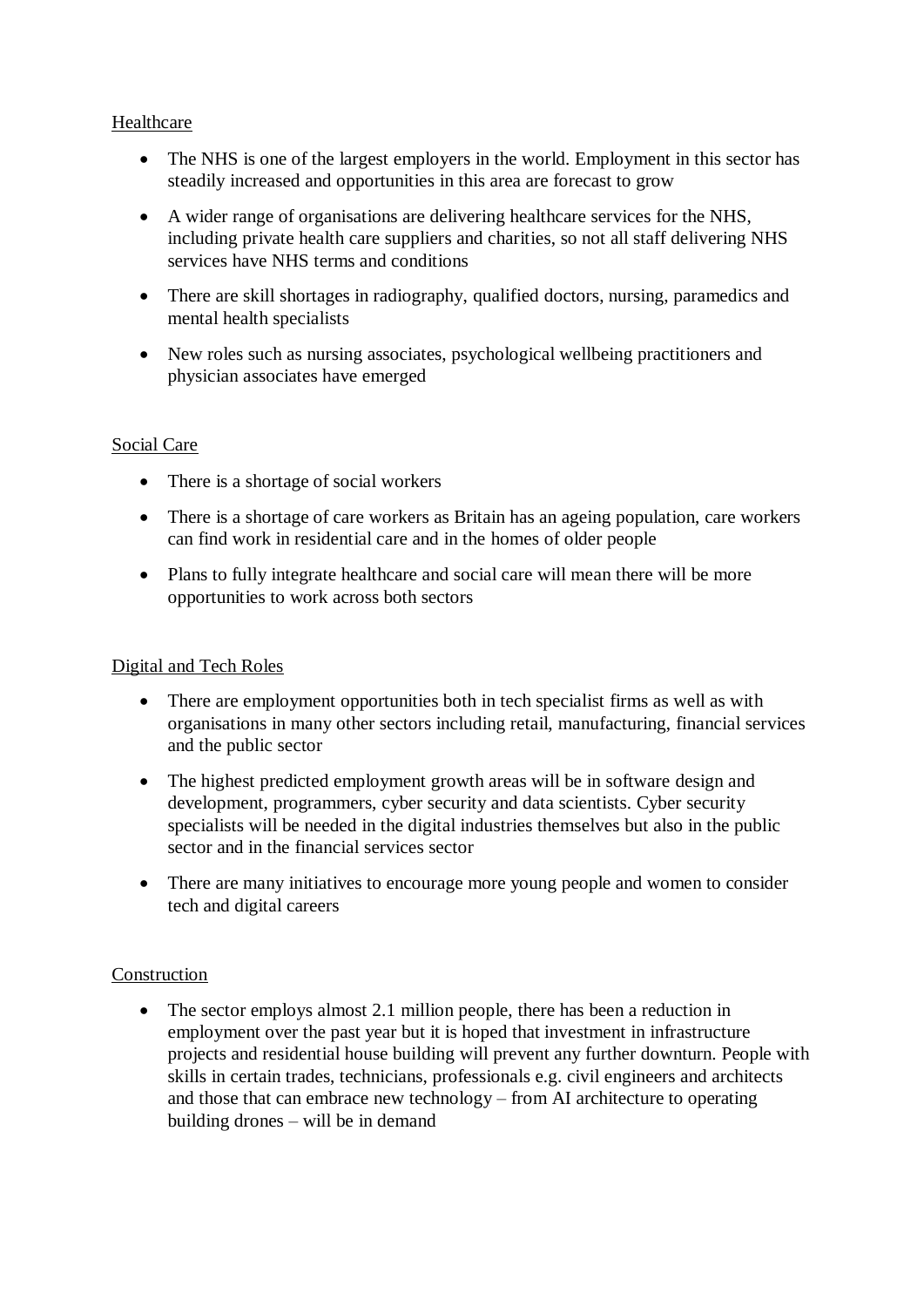<u>Healthcare</u>

- The NHS is one of the largest employers in the world. Employment in this sector has steadily increased and opportunities in this area are forecast to grow
- A wider range of organisations are delivering healthcare services for the NHS, including private health care suppliers and charities, so not all staff delivering NHS services have NHS terms and conditions
- There are skill shortages in radiography, qualified doctors, nursing, paramedics and mental health specialists
- New roles such as nursing associates, psychological wellbeing practitioners and physician associates have emerged

<u>Social Care</u>

- There is a shortage of social workers
- There is a shortage of care workers as Britain has an ageing population, care workers can find work in residential care and in the homes of older people
- Plans to fully integrate healthcare and social care will mean there will be more opportunities to work across both sectors

<u>Digital and Tech Roles</u>

- There are employment opportunities both in tech specialist firms as well as with organisations in many other sectors including retail, manufacturing, financial services and the public sector
- The highest predicted employment growth areas will be in software design and development, programmers, cyber security and data scientists. Cyber security specialists will be needed in the digital industries themselves but also in the public sector and in the financial services sector
- There are many initiatives to encourage more young people and women to consider tech and digital careers

<u>Construction</u>

- The sector employs almost 2.1 million people, there has been a reduction in employment over the past year but it is hoped that investment in infrastructure projects and residential house building will prevent any further downturn. People with skills in certain trades, technicians, professionals e.g. civil engineers and architects and those that can embrace new technology – from AI architecture to operating building drones – will be in demand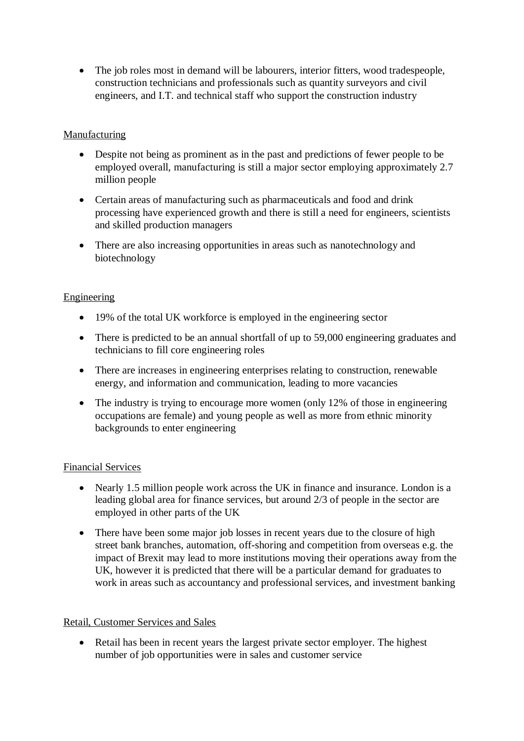- The job roles most in demand will be labourers, interior fitters, wood tradespeople, construction technicians and professionals such as quantity surveyors and civil engineers, and I.T. and technical staff who support the construction industry

Manufacturing

- Despite not being as prominent as in the past and predictions of fewer people to be employed overall, manufacturing is still a major sector employing approximately 2.7 million people
- Certain areas of manufacturing such as pharmaceuticals and food and drink processing have experienced growth and there is still a need for engineers, scientists and skilled production managers
- There are also increasing opportunities in areas such as nanotechnology and biotechnology

Engineering

- 19% of the total UK workforce is employed in the engineering sector
- There is predicted to be an annual shortfall of up to 59,000 engineering graduates and technicians to fill core engineering roles
- There are increases in engineering enterprises relating to construction, renewable energy, and information and communication, leading to more vacancies
- The industry is trying to encourage more women (only 12% of those in engineering occupations are female) and young people as well as more from ethnic minority backgrounds to enter engineering

Financial Services

- Nearly 1.5 million people work across the UK in finance and insurance. London is a leading global area for finance services, but around 2/3 of people in the sector are employed in other parts of the UK
- There have been some major job losses in recent years due to the closure of high street bank branches, automation, off-shoring and competition from overseas e.g. the impact of Brexit may lead to more institutions moving their operations away from the UK, however it is predicted that there will be a particular demand for graduates to work in areas such as accountancy and professional services, and investment banking

Retail, Customer Services and Sales

- Retail has been in recent years the largest private sector employer. The highest number of job opportunities were in sales and customer service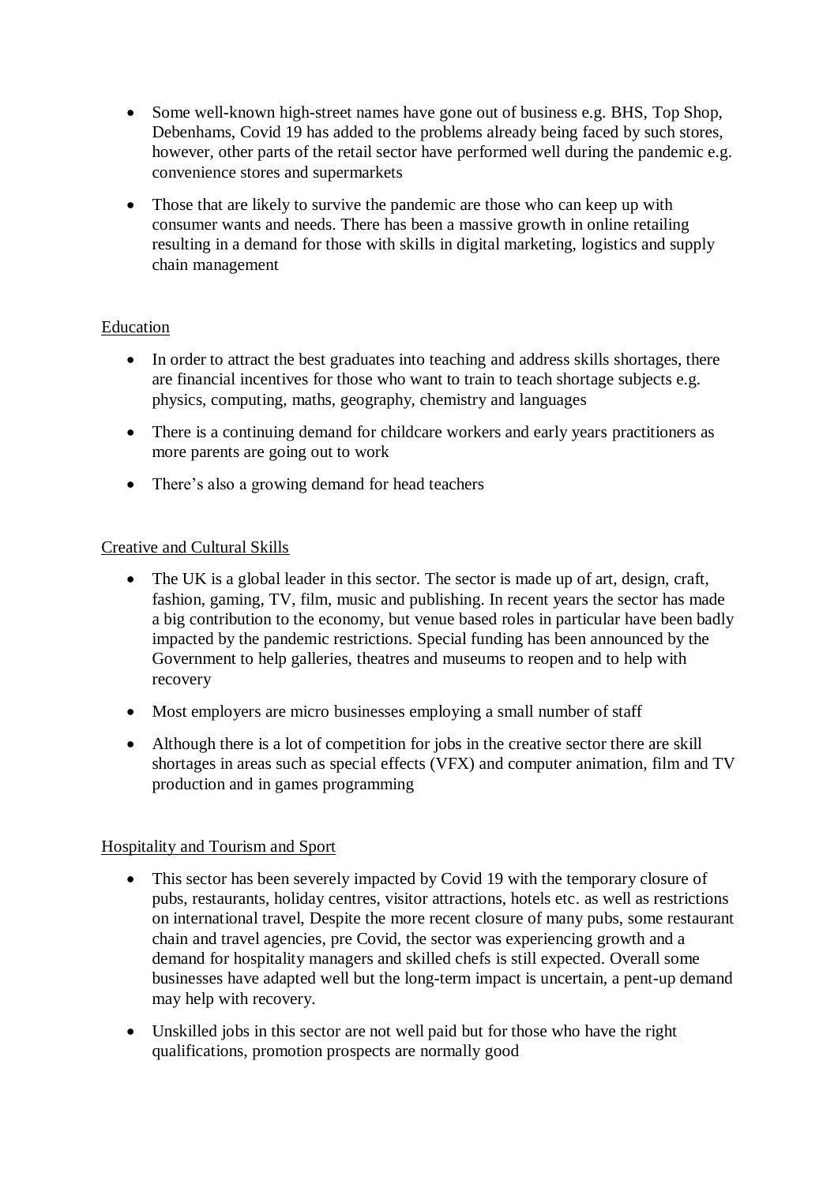- Some well-known high-street names have gone out of business e.g. BHS, Top Shop, Debenhams, Covid 19 has added to the problems already being faced by such stores, however, other parts of the retail sector have performed well during the pandemic e.g. convenience stores and supermarkets

- Those that are likely to survive the pandemic are those who can keep up with consumer wants and needs. There has been a massive growth in online retailing resulting in a demand for those with skills in digital marketing, logistics and supply chain management

<u>Education</u>

- In order to attract the best graduates into teaching and address skills shortages, there are financial incentives for those who want to train to teach shortage subjects e.g. physics, computing, maths, geography, chemistry and languages

- There is a continuing demand for childcare workers and early years practitioners as more parents are going out to work

- There's also a growing demand for head teachers

<u>Creative and Cultural Skills</u>

- The UK is a global leader in this sector. The sector is made up of art, design, craft, fashion, gaming, TV, film, music and publishing. In recent years the sector has made a big contribution to the economy, but venue based roles in particular have been badly impacted by the pandemic restrictions. Special funding has been announced by the Government to help galleries, theatres and museums to reopen and to help with recovery

- Most employers are micro businesses employing a small number of staff

- Although there is a lot of competition for jobs in the creative sector there are skill shortages in areas such as special effects (VFX) and computer animation, film and TV production and in games programming

<u>Hospitality and Tourism and Sport</u>

- This sector has been severely impacted by Covid 19 with the temporary closure of pubs, restaurants, holiday centres, visitor attractions, hotels etc. as well as restrictions on international travel, Despite the more recent closure of many pubs, some restaurant chain and travel agencies, pre Covid, the sector was experiencing growth and a demand for hospitality managers and skilled chefs is still expected. Overall some businesses have adapted well but the long-term impact is uncertain, a pent-up demand may help with recovery.

- Unskilled jobs in this sector are not well paid but for those who have the right qualifications, promotion prospects are normally good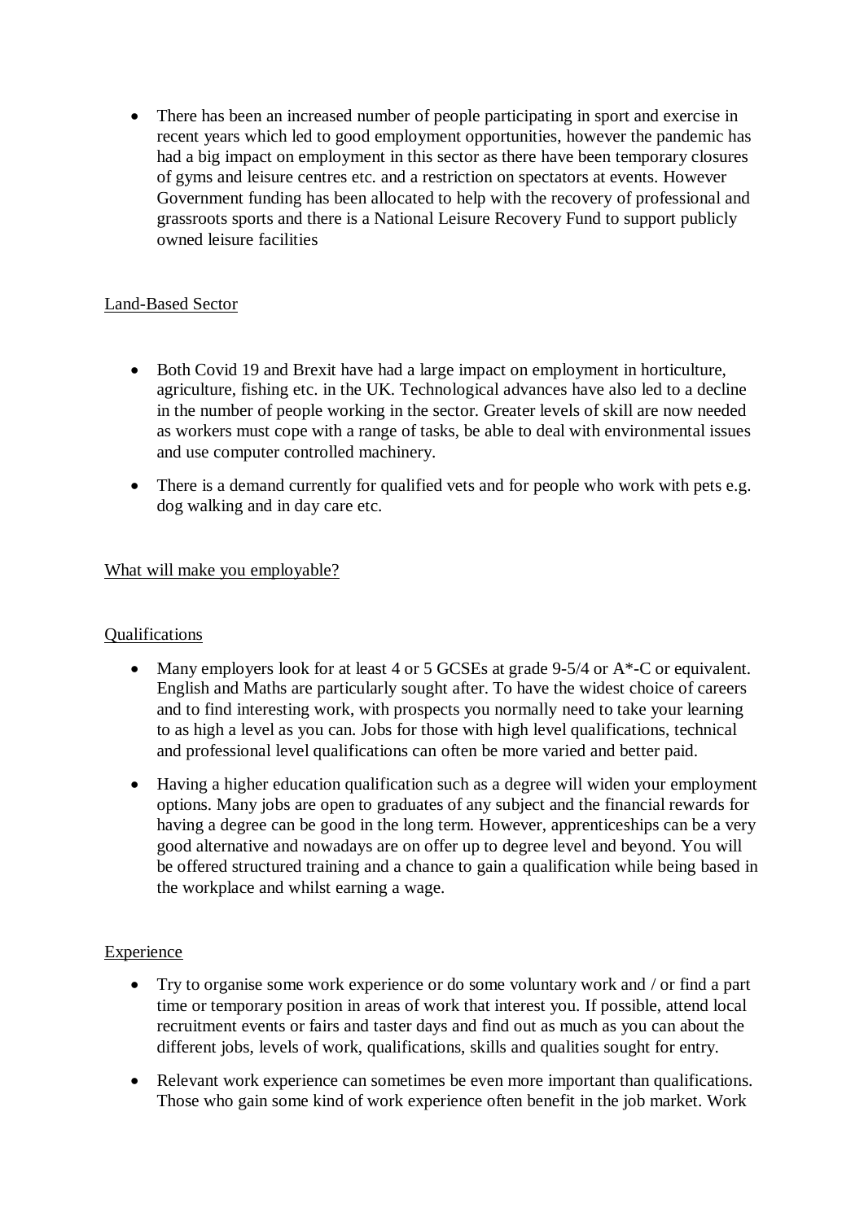- There has been an increased number of people participating in sport and exercise in recent years which led to good employment opportunities, however the pandemic has had a big impact on employment in this sector as there have been temporary closures of gyms and leisure centres etc. and a restriction on spectators at events. However Government funding has been allocated to help with the recovery of professional and grassroots sports and there is a National Leisure Recovery Fund to support publicly owned leisure facilities

<u>Land-Based Sector</u>

- Both Covid 19 and Brexit have had a large impact on employment in horticulture, agriculture, fishing etc. in the UK. Technological advances have also led to a decline in the number of people working in the sector. Greater levels of skill are now needed as workers must cope with a range of tasks, be able to deal with environmental issues and use computer controlled machinery.
- There is a demand currently for qualified vets and for people who work with pets e.g. dog walking and in day care etc.

<u>What will make you employable?</u>

<u>Qualifications</u>

- Many employers look for at least 4 or 5 GCSEs at grade 9-5/4 or A*-C or equivalent. English and Maths are particularly sought after. To have the widest choice of careers and to find interesting work, with prospects you normally need to take your learning to as high a level as you can. Jobs for those with high level qualifications, technical and professional level qualifications can often be more varied and better paid.
- Having a higher education qualification such as a degree will widen your employment options. Many jobs are open to graduates of any subject and the financial rewards for having a degree can be good in the long term. However, apprenticeships can be a very good alternative and nowadays are on offer up to degree level and beyond. You will be offered structured training and a chance to gain a qualification while being based in the workplace and whilst earning a wage.

<u>Experience</u>

- Try to organise some work experience or do some voluntary work and / or find a part time or temporary position in areas of work that interest you. If possible, attend local recruitment events or fairs and taster days and find out as much as you can about the different jobs, levels of work, qualifications, skills and qualities sought for entry.
- Relevant work experience can sometimes be even more important than qualifications. Those who gain some kind of work experience often benefit in the job market. Work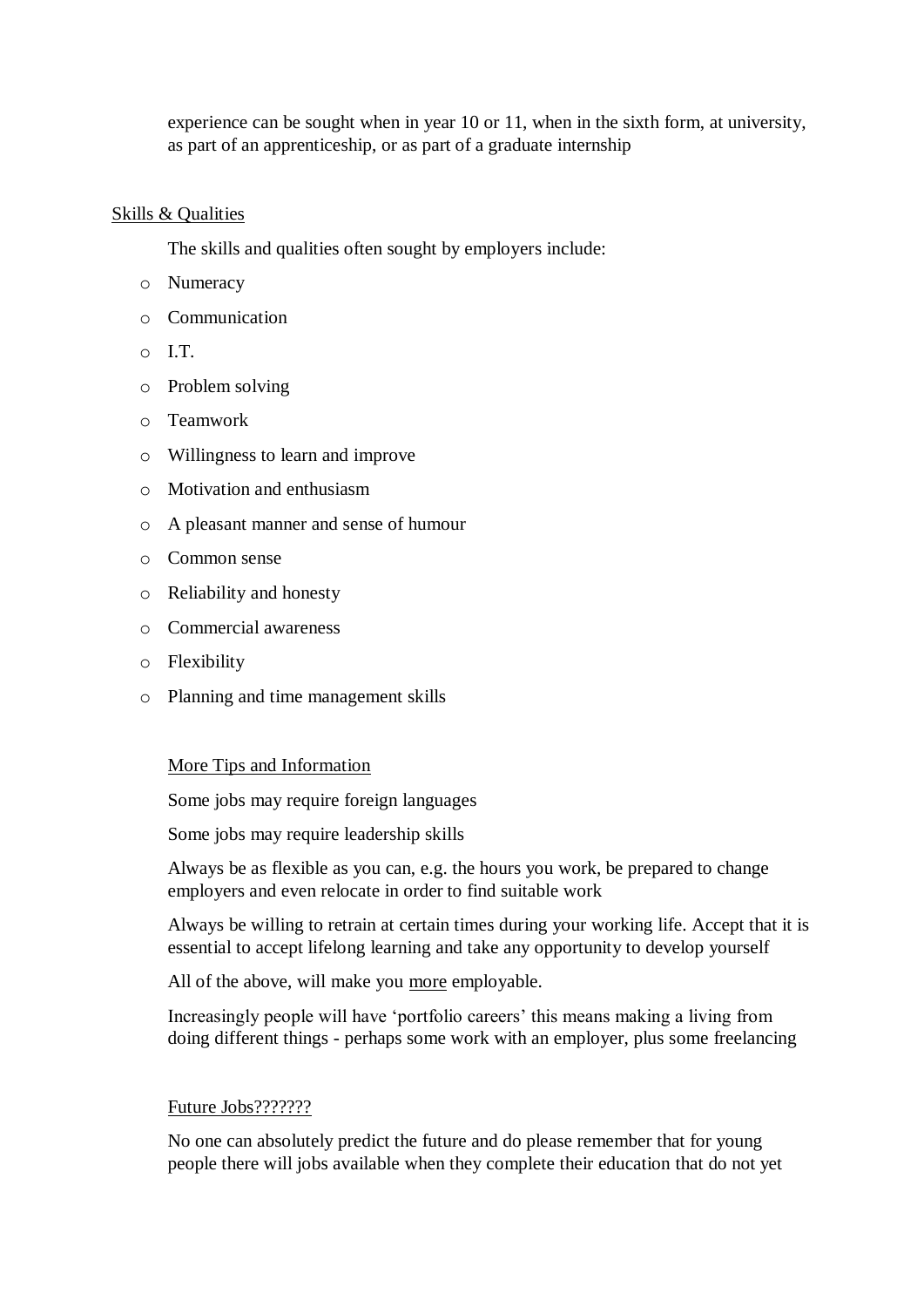experience can be sought when in year 10 or 11, when in the sixth form, at university, as part of an apprenticeship, or as part of a graduate internship

## Skills & Qualities

The skills and qualities often sought by employers include:

- Numeracy
- Communication
- I.T.
- Problem solving
- Teamwork
- Willingness to learn and improve
- Motivation and enthusiasm
- A pleasant manner and sense of humour
- Common sense
- Reliability and honesty
- Commercial awareness
- Flexibility
- Planning and time management skills

### More Tips and Information

Some jobs may require foreign languages

Some jobs may require leadership skills

Always be as flexible as you can, e.g. the hours you work, be prepared to change employers and even relocate in order to find suitable work

Always be willing to retrain at certain times during your working life. Accept that it is essential to accept lifelong learning and take any opportunity to develop yourself

All of the above, will make you more employable.

Increasingly people will have 'portfolio careers' this means making a living from doing different things - perhaps some work with an employer, plus some freelancing

### Future Jobs???????

No one can absolutely predict the future and do please remember that for young people there will jobs available when they complete their education that do not yet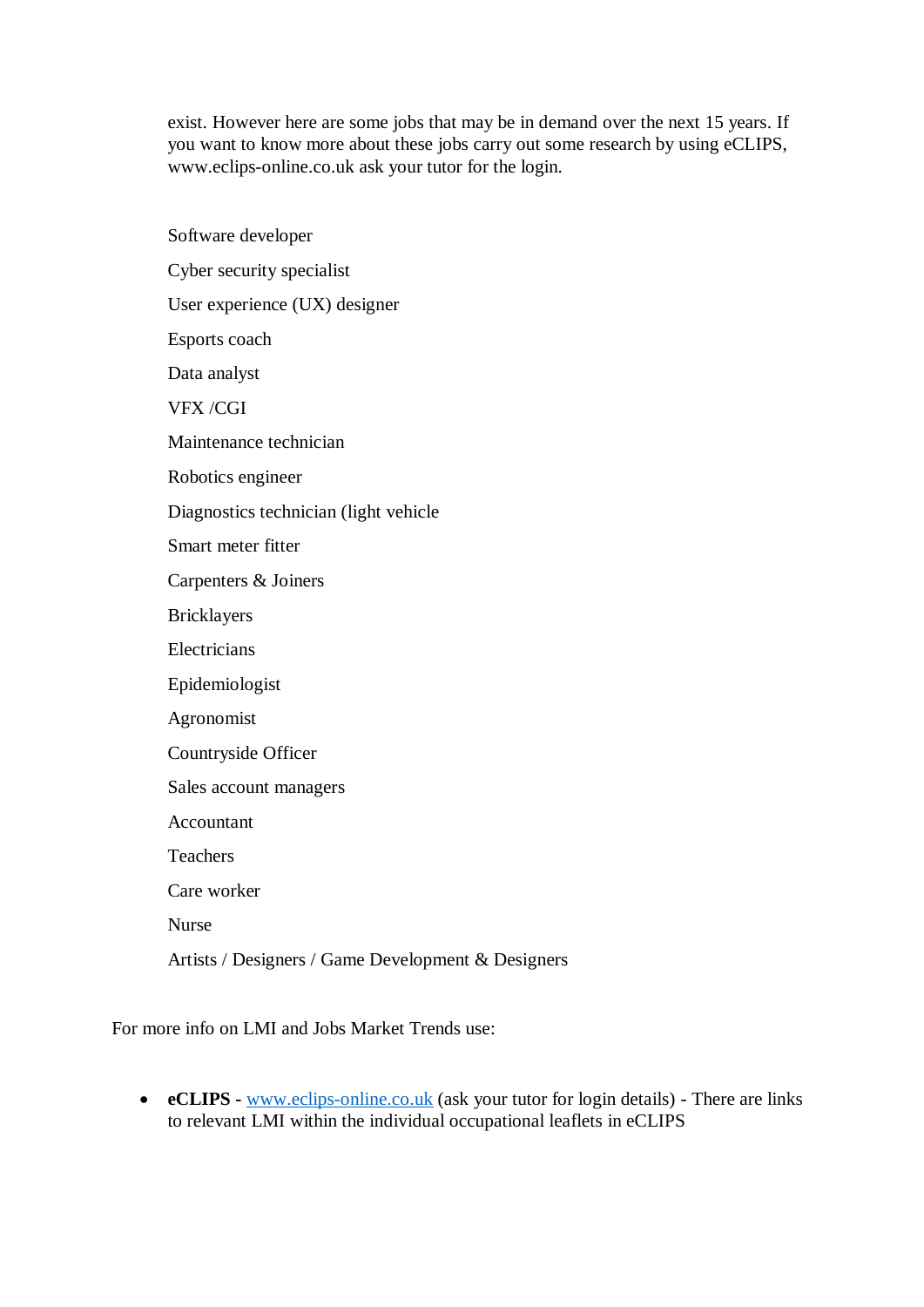exist. However here are some jobs that may be in demand over the next 15 years. If you want to know more about these jobs carry out some research by using eCLIPS, www.eclips-online.co.uk ask your tutor for the login.

Software developer

Cyber security specialist

User experience (UX) designer

Esports coach

Data analyst

VFX /CGI

Maintenance technician

Robotics engineer

Diagnostics technician (light vehicle

Smart meter fitter

Carpenters & Joiners

Bricklayers

Electricians

Epidemiologist

Agronomist

Countryside Officer

Sales account managers

Accountant

Teachers

Care worker

Nurse

Artists / Designers / Game Development & Designers

For more info on LMI and Jobs Market Trends use:

- **eCLIPS -** [www.eclips-online.co.uk](www.eclips-online.co.uk) (ask your tutor for login details) - There are links to relevant LMI within the individual occupational leaflets in eCLIPS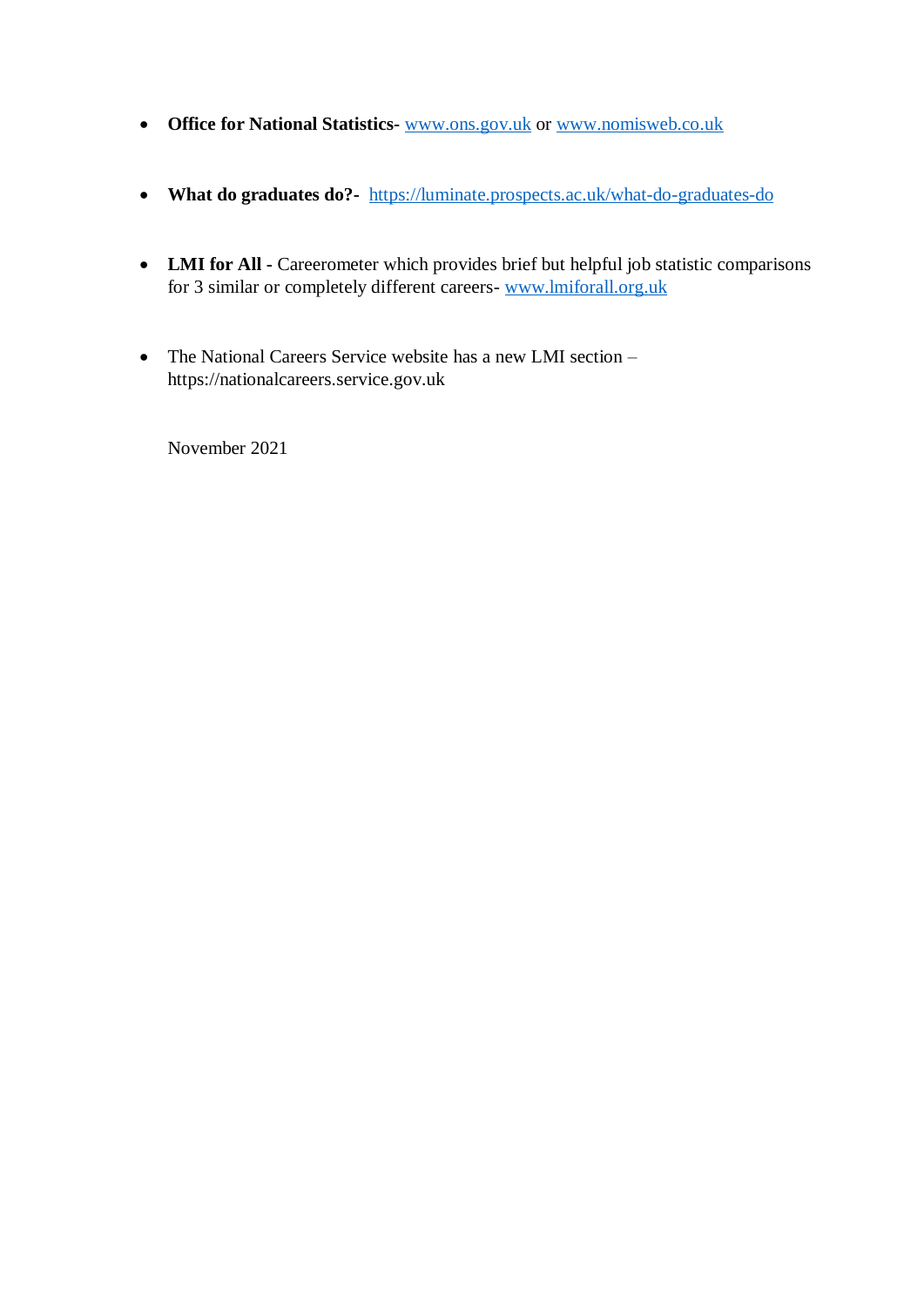- **Office for National Statistics-** www.ons.gov.uk or www.nomisweb.co.uk

- **What do graduates do?-** https://luminate.prospects.ac.uk/what-do-graduates-do

- **LMI for All -** Careerometer which provides brief but helpful job statistic comparisons for 3 similar or completely different careers- www.lmiforall.org.uk

- The National Careers Service website has a new LMI section – https://nationalcareers.service.gov.uk

November 2021